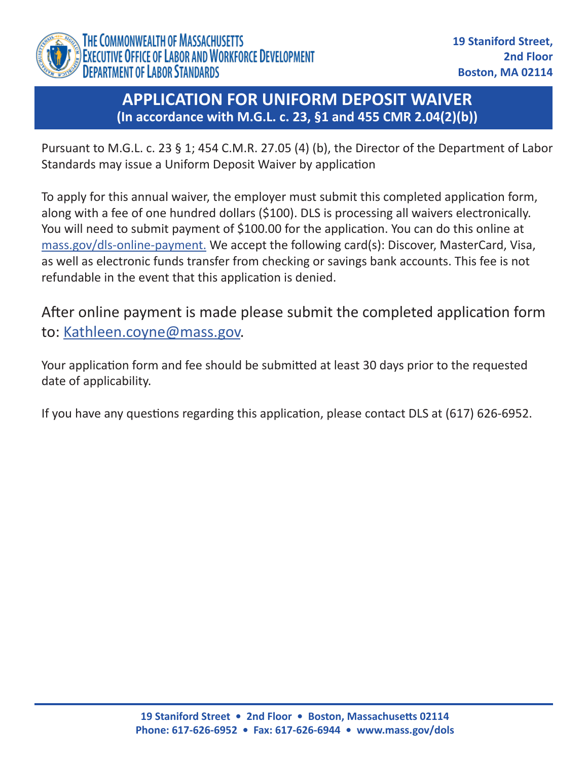# THE COMMONWEALTH OF MASSACHUSETTS
## EXECUTIVE OFFICE OF LABOR AND WORKFORCE DEVELOPMENT
## DEPARTMENT OF LABOR STANDARDS

**19 Staniford Street,**
**2nd Floor**
**Boston, MA 02114**

# APPLICATION FOR UNIFORM DEPOSIT WAIVER
**(In accordance with M.G.L. c. 23, §1 and 455 CMR 2.04(2)(b))**

Pursuant to M.G.L. c. 23 § 1; 454 C.M.R. 27.05 (4) (b), the Director of the Department of Labor Standards may issue a Uniform Deposit Waiver by application

To apply for this annual waiver, the employer must submit this completed application form, along with a fee of one hundred dollars ($100). DLS is processing all waivers electronically. You will need to submit payment of $100.00 for the application. You can do this online at mass.gov/dls-online-payment. We accept the following card(s): Discover, MasterCard, Visa, as well as electronic funds transfer from checking or savings bank accounts. This fee is not refundable in the event that this application is denied.

After online payment is made please submit the completed application form to: Kathleen.coyne@mass.gov.

Your application form and fee should be submitted at least 30 days prior to the requested date of applicability.

If you have any questions regarding this application, please contact DLS at (617) 626-6952.

**19 Staniford Street • 2nd Floor • Boston, Massachusetts 02114**
**Phone: 617-626-6952 • Fax: 617-626-6944 • www.mass.gov/dols**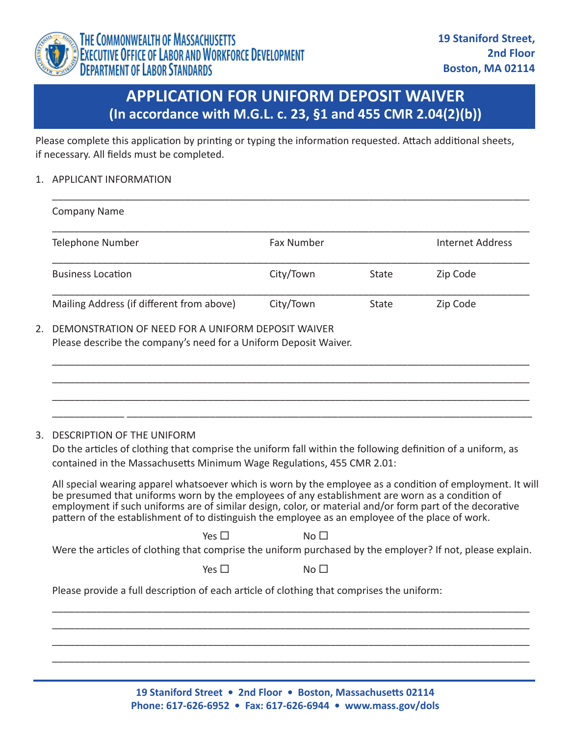THE COMMONWEALTH OF MASSACHUSETTS
EXECUTIVE OFFICE OF LABOR AND WORKFORCE DEVELOPMENT
DEPARTMENT OF LABOR STANDARDS

**19 Staniford Street, 2nd Floor Boston, MA 02114**

# APPLICATION FOR UNIFORM DEPOSIT WAIVER
## (In accordance with M.G.L. c. 23, §1 and 455 CMR 2.04(2)(b))

Please complete this application by printing or typing the information requested. Attach additional sheets, if necessary. All fields must be completed.

1. APPLICANT INFORMATION

______________________________________________________________________________

Company Name

______________________________________________________________________________

Telephone Number | Fax Number | Internet Address

______________________________________________________________________________

Business Location | City/Town | State | Zip Code

______________________________________________________________________________

Mailing Address (if different from above) | City/Town | State | Zip Code

2. DEMONSTRATION OF NEED FOR A UNIFORM DEPOSIT WAIVER
   Please describe the company's need for a Uniform Deposit Waiver.

______________________________________________________________________________

______________________________________________________________________________

______________________________________________________________________________

______________________________________________________________________________

3. DESCRIPTION OF THE UNIFORM
   Do the articles of clothing that comprise the uniform fall within the following definition of a uniform, as contained in the Massachusetts Minimum Wage Regulations, 455 CMR 2.01:

   All special wearing apparel whatsoever which is worn by the employee as a condition of employment. It will be presumed that uniforms worn by the employees of any establishment are worn as a condition of employment if such uniforms are of similar design, color, or material and/or form part of the decorative pattern of the establishment of to distinguish the employee as an employee of the place of work.

   Yes ☐ No ☐

   Were the articles of clothing that comprise the uniform purchased by the employer? If not, please explain.

   Yes ☐ No ☐

   Please provide a full description of each article of clothing that comprises the uniform:

______________________________________________________________________________

______________________________________________________________________________

______________________________________________________________________________

______________________________________________________________________________

**19 Staniford Street • 2nd Floor • Boston, Massachusetts 02114**
**Phone: 617-626-6952 • Fax: 617-626-6944 • www.mass.gov/dols**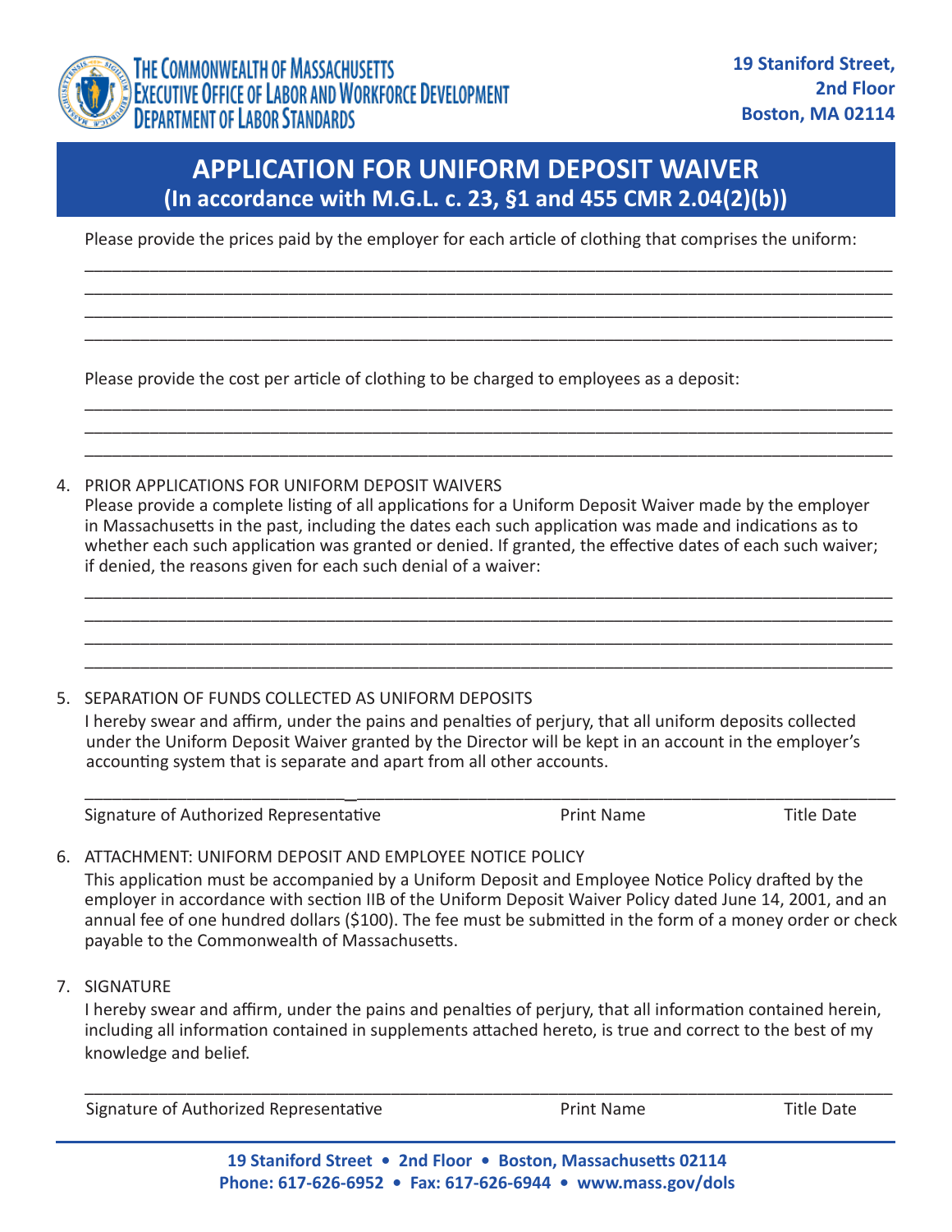# APPLICATION FOR UNIFORM DEPOSIT WAIVER
## (In accordance with M.G.L. c. 23, §1 and 455 CMR 2.04(2)(b))

Please provide the prices paid by the employer for each article of clothing that comprises the uniform:

\_\_\_\_\_\_\_\_\_\_\_\_\_\_\_\_\_\_\_\_\_\_\_\_\_\_\_\_\_\_\_\_\_\_\_\_\_\_\_\_\_\_\_\_\_\_\_\_\_\_\_\_\_\_\_\_\_\_\_\_\_\_\_\_\_\_\_\_\_\_\_\_\_\_\_\_\_\_

\_\_\_\_\_\_\_\_\_\_\_\_\_\_\_\_\_\_\_\_\_\_\_\_\_\_\_\_\_\_\_\_\_\_\_\_\_\_\_\_\_\_\_\_\_\_\_\_\_\_\_\_\_\_\_\_\_\_\_\_\_\_\_\_\_\_\_\_\_\_\_\_\_\_\_\_\_\_

\_\_\_\_\_\_\_\_\_\_\_\_\_\_\_\_\_\_\_\_\_\_\_\_\_\_\_\_\_\_\_\_\_\_\_\_\_\_\_\_\_\_\_\_\_\_\_\_\_\_\_\_\_\_\_\_\_\_\_\_\_\_\_\_\_\_\_\_\_\_\_\_\_\_\_\_\_\_

\_\_\_\_\_\_\_\_\_\_\_\_\_\_\_\_\_\_\_\_\_\_\_\_\_\_\_\_\_\_\_\_\_\_\_\_\_\_\_\_\_\_\_\_\_\_\_\_\_\_\_\_\_\_\_\_\_\_\_\_\_\_\_\_\_\_\_\_\_\_\_\_\_\_\_\_\_\_

Please provide the cost per article of clothing to be charged to employees as a deposit:

\_\_\_\_\_\_\_\_\_\_\_\_\_\_\_\_\_\_\_\_\_\_\_\_\_\_\_\_\_\_\_\_\_\_\_\_\_\_\_\_\_\_\_\_\_\_\_\_\_\_\_\_\_\_\_\_\_\_\_\_\_\_\_\_\_\_\_\_\_\_\_\_\_\_\_\_\_\_

\_\_\_\_\_\_\_\_\_\_\_\_\_\_\_\_\_\_\_\_\_\_\_\_\_\_\_\_\_\_\_\_\_\_\_\_\_\_\_\_\_\_\_\_\_\_\_\_\_\_\_\_\_\_\_\_\_\_\_\_\_\_\_\_\_\_\_\_\_\_\_\_\_\_\_\_\_\_

\_\_\_\_\_\_\_\_\_\_\_\_\_\_\_\_\_\_\_\_\_\_\_\_\_\_\_\_\_\_\_\_\_\_\_\_\_\_\_\_\_\_\_\_\_\_\_\_\_\_\_\_\_\_\_\_\_\_\_\_\_\_\_\_\_\_\_\_\_\_\_\_\_\_\_\_\_\_

4. PRIOR APPLICATIONS FOR UNIFORM DEPOSIT WAIVERS
   Please provide a complete listing of all applications for a Uniform Deposit Waiver made by the employer in Massachusetts in the past, including the dates each such application was made and indications as to whether each such application was granted or denied. If granted, the effective dates of each such waiver; if denied, the reasons given for each such denial of a waiver:

\_\_\_\_\_\_\_\_\_\_\_\_\_\_\_\_\_\_\_\_\_\_\_\_\_\_\_\_\_\_\_\_\_\_\_\_\_\_\_\_\_\_\_\_\_\_\_\_\_\_\_\_\_\_\_\_\_\_\_\_\_\_\_\_\_\_\_\_\_\_\_\_\_\_\_\_\_\_

\_\_\_\_\_\_\_\_\_\_\_\_\_\_\_\_\_\_\_\_\_\_\_\_\_\_\_\_\_\_\_\_\_\_\_\_\_\_\_\_\_\_\_\_\_\_\_\_\_\_\_\_\_\_\_\_\_\_\_\_\_\_\_\_\_\_\_\_\_\_\_\_\_\_\_\_\_\_

\_\_\_\_\_\_\_\_\_\_\_\_\_\_\_\_\_\_\_\_\_\_\_\_\_\_\_\_\_\_\_\_\_\_\_\_\_\_\_\_\_\_\_\_\_\_\_\_\_\_\_\_\_\_\_\_\_\_\_\_\_\_\_\_\_\_\_\_\_\_\_\_\_\_\_\_\_\_

\_\_\_\_\_\_\_\_\_\_\_\_\_\_\_\_\_\_\_\_\_\_\_\_\_\_\_\_\_\_\_\_\_\_\_\_\_\_\_\_\_\_\_\_\_\_\_\_\_\_\_\_\_\_\_\_\_\_\_\_\_\_\_\_\_\_\_\_\_\_\_\_\_\_\_\_\_\_

5. SEPARATION OF FUNDS COLLECTED AS UNIFORM DEPOSITS
   I hereby swear and affirm, under the pains and penalties of perjury, that all uniform deposits collected under the Uniform Deposit Waiver granted by the Director will be kept in an account in the employer's accounting system that is separate and apart from all other accounts.

\_\_\_\_\_\_\_\_\_\_\_\_\_\_\_\_\_\_\_\_\_\_\_\_\_\_\_\_\_\_\_\_\_\_\_\_\_\_\_\_\_\_\_\_\_\_\_\_\_\_\_\_\_\_\_\_\_\_\_\_\_\_\_\_\_\_\_\_\_\_\_\_\_\_\_\_\_\_

Signature of Authorized Representative &nbsp;&nbsp;&nbsp;&nbsp; Print Name &nbsp;&nbsp;&nbsp;&nbsp; Title Date

6. ATTACHMENT: UNIFORM DEPOSIT AND EMPLOYEE NOTICE POLICY
   This application must be accompanied by a Uniform Deposit and Employee Notice Policy drafted by the employer in accordance with section IIB of the Uniform Deposit Waiver Policy dated June 14, 2001, and an annual fee of one hundred dollars ($100). The fee must be submitted in the form of a money order or check payable to the Commonwealth of Massachusetts.

7. SIGNATURE
   I hereby swear and affirm, under the pains and penalties of perjury, that all information contained herein, including all information contained in supplements attached hereto, is true and correct to the best of my knowledge and belief.

\_\_\_\_\_\_\_\_\_\_\_\_\_\_\_\_\_\_\_\_\_\_\_\_\_\_\_\_\_\_\_\_\_\_\_\_\_\_\_\_\_\_\_\_\_\_\_\_\_\_\_\_\_\_\_\_\_\_\_\_\_\_\_\_\_\_\_\_\_\_\_\_\_\_\_\_\_\_

Signature of Authorized Representative &nbsp;&nbsp;&nbsp;&nbsp; Print Name &nbsp;&nbsp;&nbsp;&nbsp; Title Date